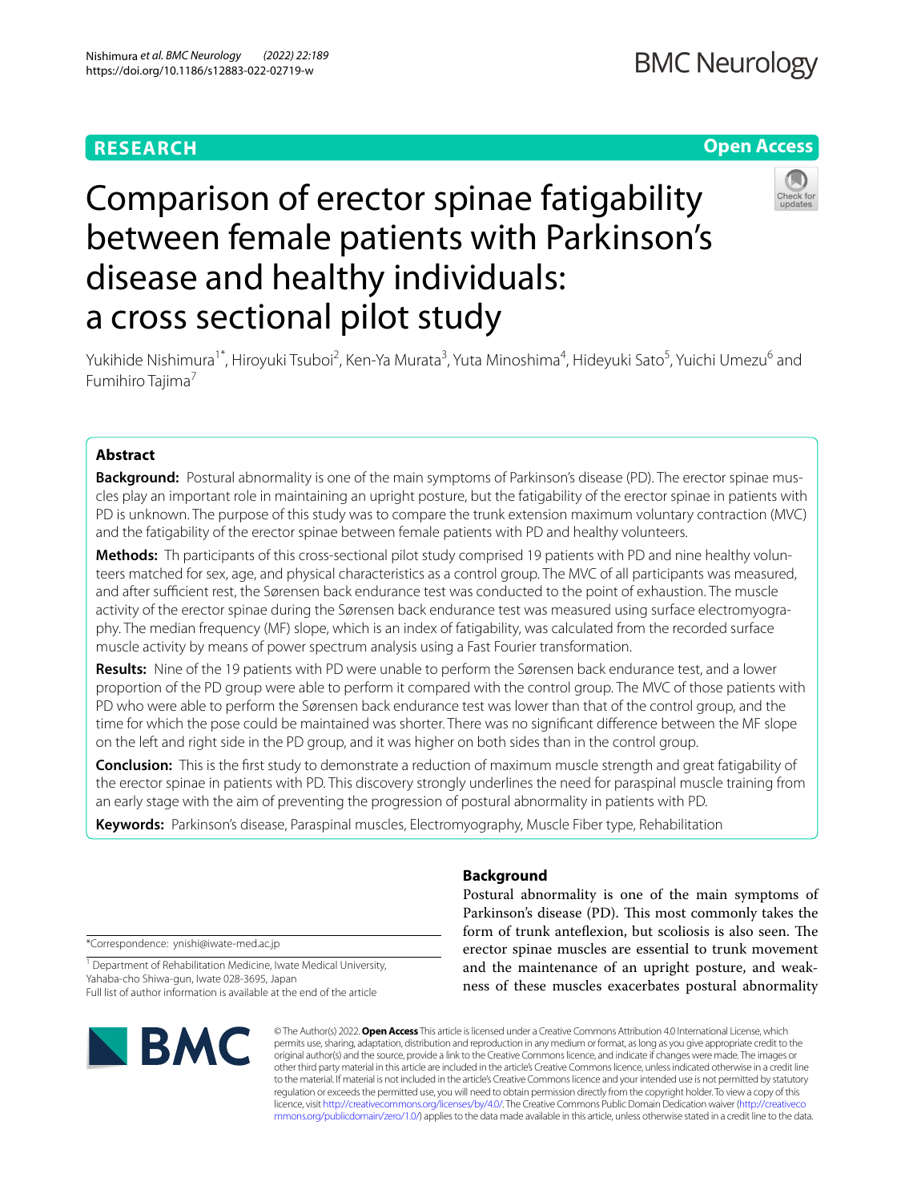RESEARCH

Open Access

# Comparison of erector spinae fatigability between female patients with Parkinson's disease and healthy individuals: a cross sectional pilot study

Yukihide Nishimura[1*], Hiroyuki Tsuboi[2], Ken-Ya Murata[3], Yuta Minoshima[4], Hideyuki Sato[5], Yuichi Umezu[6] and Fumihiro Tajima[7]

## Abstract

**Background:** Postural abnormality is one of the main symptoms of Parkinson's disease (PD). The erector spinae muscles play an important role in maintaining an upright posture, but the fatigability of the erector spinae in patients with PD is unknown. The purpose of this study was to compare the trunk extension maximum voluntary contraction (MVC) and the fatigability of the erector spinae between female patients with PD and healthy volunteers.

**Methods:** Th participants of this cross-sectional pilot study comprised 19 patients with PD and nine healthy volunteers matched for sex, age, and physical characteristics as a control group. The MVC of all participants was measured, and after sufficient rest, the Sørensen back endurance test was conducted to the point of exhaustion. The muscle activity of the erector spinae during the Sørensen back endurance test was measured using surface electromyography. The median frequency (MF) slope, which is an index of fatigability, was calculated from the recorded surface muscle activity by means of power spectrum analysis using a Fast Fourier transformation.

**Results:** Nine of the 19 patients with PD were unable to perform the Sørensen back endurance test, and a lower proportion of the PD group were able to perform it compared with the control group. The MVC of those patients with PD who were able to perform the Sørensen back endurance test was lower than that of the control group, and the time for which the pose could be maintained was shorter. There was no significant difference between the MF slope on the left and right side in the PD group, and it was higher on both sides than in the control group.

**Conclusion:** This is the first study to demonstrate a reduction of maximum muscle strength and great fatigability of the erector spinae in patients with PD. This discovery strongly underlines the need for paraspinal muscle training from an early stage with the aim of preventing the progression of postural abnormality in patients with PD.

**Keywords:** Parkinson's disease, Paraspinal muscles, Electromyography, Muscle Fiber type, Rehabilitation

## Background

Postural abnormality is one of the main symptoms of Parkinson's disease (PD). This most commonly takes the form of trunk anteflexion, but scoliosis is also seen. The erector spinae muscles are essential to trunk movement and the maintenance of an upright posture, and weakness of these muscles exacerbates postural abnormality

*Correspondence: ynishi@iwate-med.ac.jp

[1] Department of Rehabilitation Medicine, Iwate Medical University, Yahaba-cho Shiwa-gun, Iwate 028-3695, Japan

Full list of author information is available at the end of the article

© The Author(s) 2022. **Open Access** This article is licensed under a Creative Commons Attribution 4.0 International License, which permits use, sharing, adaptation, distribution and reproduction in any medium or format, as long as you give appropriate credit to the original author(s) and the source, provide a link to the Creative Commons licence, and indicate if changes were made. The images or other third party material in this article are included in the article's Creative Commons licence, unless indicated otherwise in a credit line to the material. If material is not included in the article's Creative Commons licence and your intended use is not permitted by statutory regulation or exceeds the permitted use, you will need to obtain permission directly from the copyright holder. To view a copy of this licence, visit http://creativecommons.org/licenses/by/4.0/. The Creative Commons Public Domain Dedication waiver (http://creativecommons.org/publicdomain/zero/1.0/) applies to the data made available in this article, unless otherwise stated in a credit line to the data.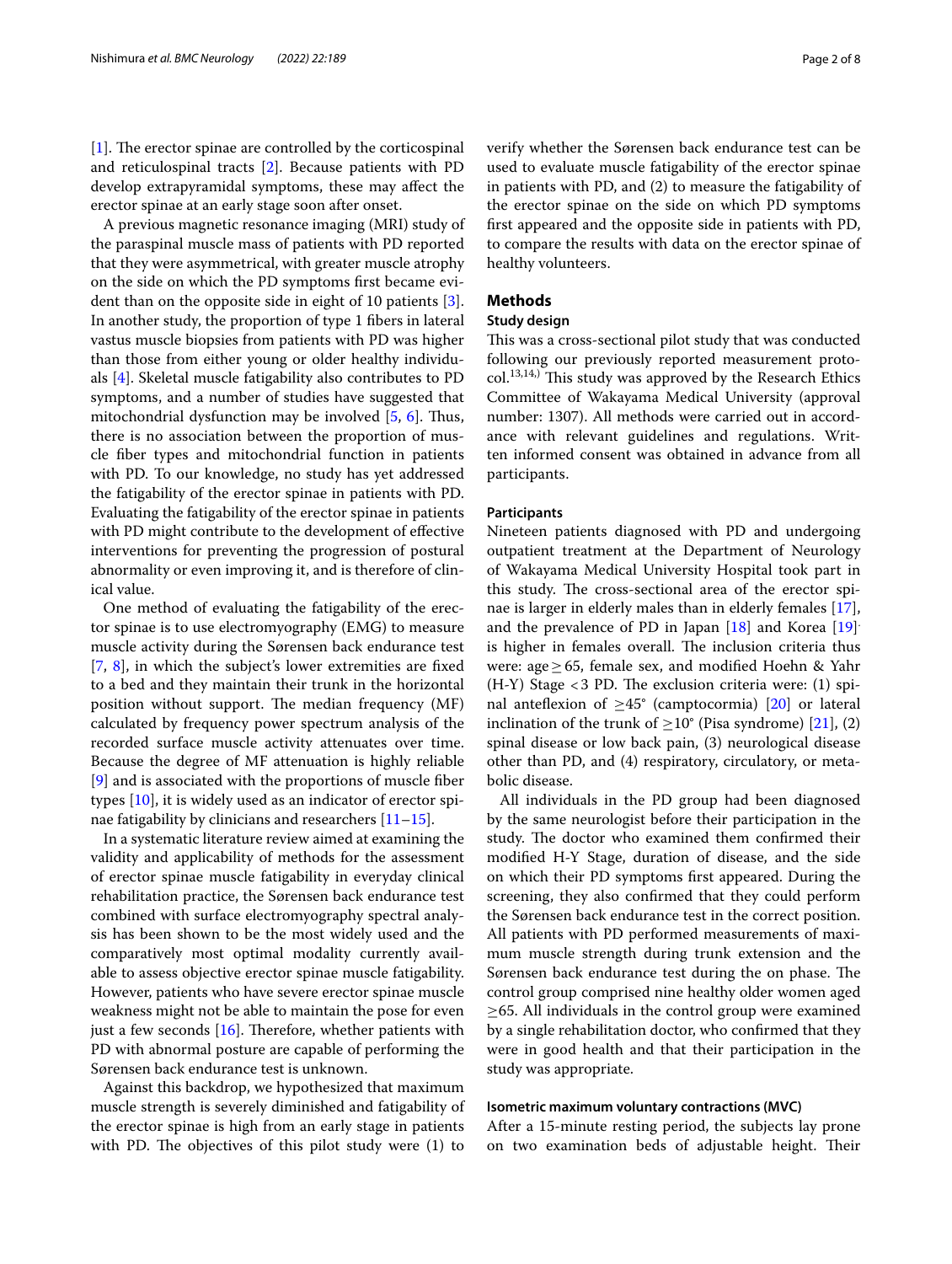[1]. The erector spinae are controlled by the corticospinal and reticulospinal tracts [2]. Because patients with PD develop extrapyramidal symptoms, these may affect the erector spinae at an early stage soon after onset.

A previous magnetic resonance imaging (MRI) study of the paraspinal muscle mass of patients with PD reported that they were asymmetrical, with greater muscle atrophy on the side on which the PD symptoms first became evident than on the opposite side in eight of 10 patients [3]. In another study, the proportion of type 1 fibers in lateral vastus muscle biopsies from patients with PD was higher than those from either young or older healthy individuals [4]. Skeletal muscle fatigability also contributes to PD symptoms, and a number of studies have suggested that mitochondrial dysfunction may be involved [5, 6]. Thus, there is no association between the proportion of muscle fiber types and mitochondrial function in patients with PD. To our knowledge, no study has yet addressed the fatigability of the erector spinae in patients with PD. Evaluating the fatigability of the erector spinae in patients with PD might contribute to the development of effective interventions for preventing the progression of postural abnormality or even improving it, and is therefore of clinical value.

One method of evaluating the fatigability of the erector spinae is to use electromyography (EMG) to measure muscle activity during the Sørensen back endurance test [7, 8], in which the subject's lower extremities are fixed to a bed and they maintain their trunk in the horizontal position without support. The median frequency (MF) calculated by frequency power spectrum analysis of the recorded surface muscle activity attenuates over time. Because the degree of MF attenuation is highly reliable [9] and is associated with the proportions of muscle fiber types [10], it is widely used as an indicator of erector spinae fatigability by clinicians and researchers [11–15].

In a systematic literature review aimed at examining the validity and applicability of methods for the assessment of erector spinae muscle fatigability in everyday clinical rehabilitation practice, the Sørensen back endurance test combined with surface electromyography spectral analysis has been shown to be the most widely used and the comparatively most optimal modality currently available to assess objective erector spinae muscle fatigability. However, patients who have severe erector spinae muscle weakness might not be able to maintain the pose for even just a few seconds [16]. Therefore, whether patients with PD with abnormal posture are capable of performing the Sørensen back endurance test is unknown.

Against this backdrop, we hypothesized that maximum muscle strength is severely diminished and fatigability of the erector spinae is high from an early stage in patients with PD. The objectives of this pilot study were (1) to verify whether the Sørensen back endurance test can be used to evaluate muscle fatigability of the erector spinae in patients with PD, and (2) to measure the fatigability of the erector spinae on the side on which PD symptoms first appeared and the opposite side in patients with PD, to compare the results with data on the erector spinae of healthy volunteers.

## Methods

### Study design

This was a cross-sectional pilot study that was conducted following our previously reported measurement protocol.[13,14] This study was approved by the Research Ethics Committee of Wakayama Medical University (approval number: 1307). All methods were carried out in accordance with relevant guidelines and regulations. Written informed consent was obtained in advance from all participants.

### Participants

Nineteen patients diagnosed with PD and undergoing outpatient treatment at the Department of Neurology of Wakayama Medical University Hospital took part in this study. The cross-sectional area of the erector spinae is larger in elderly males than in elderly females [17], and the prevalence of PD in Japan [18] and Korea [19]. is higher in females overall. The inclusion criteria thus were: age ≥ 65, female sex, and modified Hoehn & Yahr (H-Y) Stage < 3 PD. The exclusion criteria were: (1) spinal anteflexion of ≥45° (camptocormia) [20] or lateral inclination of the trunk of ≥10° (Pisa syndrome) [21], (2) spinal disease or low back pain, (3) neurological disease other than PD, and (4) respiratory, circulatory, or metabolic disease.

All individuals in the PD group had been diagnosed by the same neurologist before their participation in the study. The doctor who examined them confirmed their modified H-Y Stage, duration of disease, and the side on which their PD symptoms first appeared. During the screening, they also confirmed that they could perform the Sørensen back endurance test in the correct position. All patients with PD performed measurements of maximum muscle strength during trunk extension and the Sørensen back endurance test during the on phase. The control group comprised nine healthy older women aged ≥65. All individuals in the control group were examined by a single rehabilitation doctor, who confirmed that they were in good health and that their participation in the study was appropriate.

### Isometric maximum voluntary contractions (MVC)

After a 15-minute resting period, the subjects lay prone on two examination beds of adjustable height. Their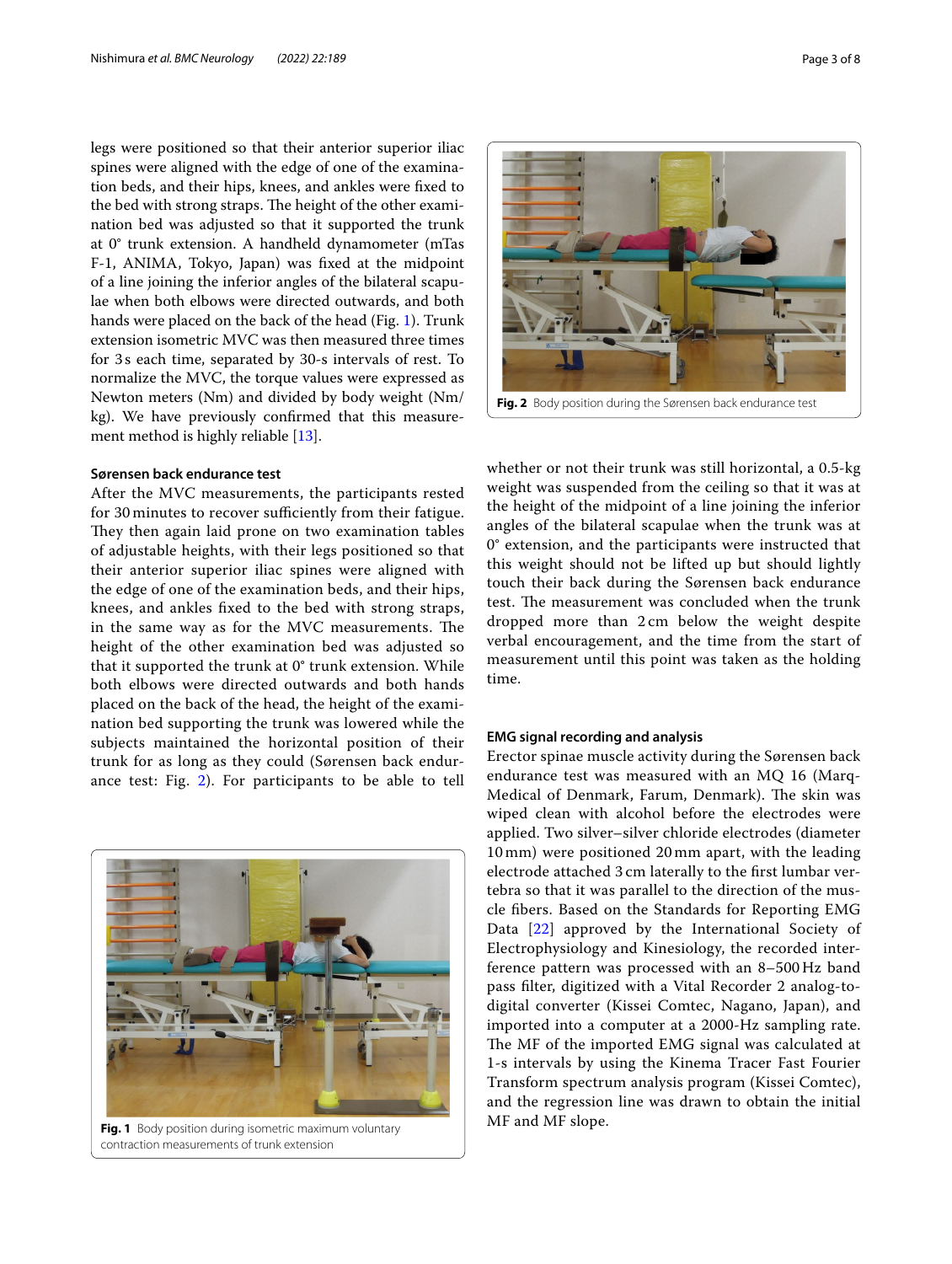legs were positioned so that their anterior superior iliac spines were aligned with the edge of one of the examination beds, and their hips, knees, and ankles were fixed to the bed with strong straps. The height of the other examination bed was adjusted so that it supported the trunk at 0° trunk extension. A handheld dynamometer (mTas F-1, ANIMA, Tokyo, Japan) was fixed at the midpoint of a line joining the inferior angles of the bilateral scapulae when both elbows were directed outwards, and both hands were placed on the back of the head (Fig. 1). Trunk extension isometric MVC was then measured three times for 3 s each time, separated by 30-s intervals of rest. To normalize the MVC, the torque values were expressed as Newton meters (Nm) and divided by body weight (Nm/kg). We have previously confirmed that this measurement method is highly reliable [13].

#### Sørensen back endurance test

After the MVC measurements, the participants rested for 30 minutes to recover sufficiently from their fatigue. They then again laid prone on two examination tables of adjustable heights, with their legs positioned so that their anterior superior iliac spines were aligned with the edge of one of the examination beds, and their hips, knees, and ankles fixed to the bed with strong straps, in the same way as for the MVC measurements. The height of the other examination bed was adjusted so that it supported the trunk at 0° trunk extension. While both elbows were directed outwards and both hands placed on the back of the head, the height of the examination bed supporting the trunk was lowered while the subjects maintained the horizontal position of their trunk for as long as they could (Sørensen back endurance test: Fig. 2). For participants to be able to tell whether or not their trunk was still horizontal, a 0.5-kg weight was suspended from the ceiling so that it was at the height of the midpoint of a line joining the inferior angles of the bilateral scapulae when the trunk was at 0° extension, and the participants were instructed that this weight should not be lifted up but should lightly touch their back during the Sørensen back endurance test. The measurement was concluded when the trunk dropped more than 2 cm below the weight despite verbal encouragement, and the time from the start of measurement until this point was taken as the holding time.

**Fig. 1** Body position during isometric maximum voluntary contraction measurements of trunk extension

**Fig. 2** Body position during the Sørensen back endurance test

#### EMG signal recording and analysis

Erector spinae muscle activity during the Sørensen back endurance test was measured with an MQ 16 (Marq-Medical of Denmark, Farum, Denmark). The skin was wiped clean with alcohol before the electrodes were applied. Two silver–silver chloride electrodes (diameter 10 mm) were positioned 20 mm apart, with the leading electrode attached 3 cm laterally to the first lumbar vertebra so that it was parallel to the direction of the muscle fibers. Based on the Standards for Reporting EMG Data [22] approved by the International Society of Electrophysiology and Kinesiology, the recorded interference pattern was processed with an 8–500 Hz band pass filter, digitized with a Vital Recorder 2 analog-to-digital converter (Kissei Comtec, Nagano, Japan), and imported into a computer at a 2000-Hz sampling rate. The MF of the imported EMG signal was calculated at 1-s intervals by using the Kinema Tracer Fast Fourier Transform spectrum analysis program (Kissei Comtec), and the regression line was drawn to obtain the initial MF and MF slope.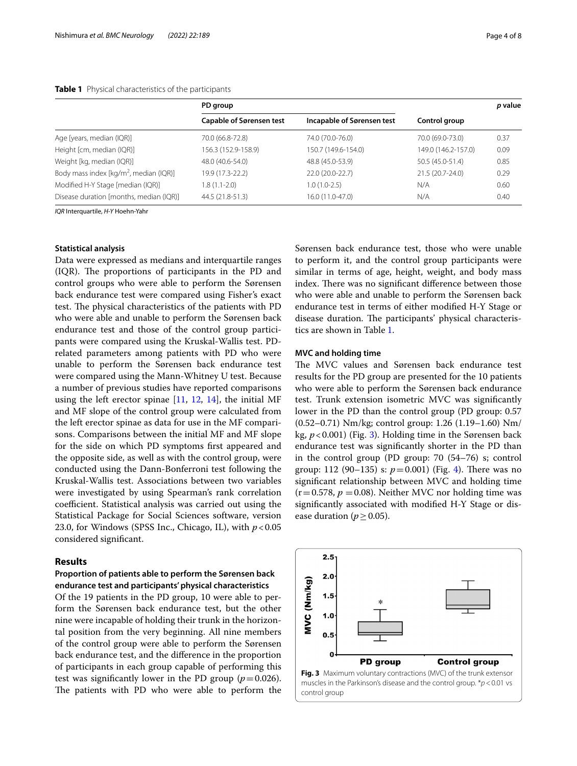**Table 1** Physical characteristics of the participants

| | PD group | | Control group | *p* value |
|---|---|---|---|---|
| | Capable of Sørensen test | Incapable of Sørensen test | | |
| Age [years, median (IQR)] | 70.0 (66.8-72.8) | 74.0 (70.0-76.0) | 70.0 (69.0-73.0) | 0.37 |
| Height [cm, median (IQR)] | 156.3 (152.9-158.9) | 150.7 (149.6-154.0) | 149.0 (146.2-157.0) | 0.09 |
| Weight [kg, median (IQR)] | 48.0 (40.6-54.0) | 48.8 (45.0-53.9) | 50.5 (45.0-51.4) | 0.85 |
| Body mass index [kg/m$^2$, median (IQR)] | 19.9 (17.3-22.2) | 22.0 (20.0-22.7) | 21.5 (20.7-24.0) | 0.29 |
| Modified H-Y Stage [median (IQR)] | 1.8 (1.1-2.0) | 1.0 (1.0-2.5) | N/A | 0.60 |
| Disease duration [months, median (IQR)] | 44.5 (21.8-51.3) | 16.0 (11.0-47.0) | N/A | 0.40 |

*IQR* Interquartile, *H-Y* Hoehn-Yahr

### Statistical analysis

Data were expressed as medians and interquartile ranges (IQR). The proportions of participants in the PD and control groups who were able to perform the Sørensen back endurance test were compared using Fisher's exact test. The physical characteristics of the patients with PD who were able and unable to perform the Sørensen back endurance test and those of the control group participants were compared using the Kruskal-Wallis test. PD-related parameters among patients with PD who were unable to perform the Sørensen back endurance test were compared using the Mann-Whitney U test. Because a number of previous studies have reported comparisons using the left erector spinae [11, 12, 14], the initial MF and MF slope of the control group were calculated from the left erector spinae as data for use in the MF comparisons. Comparisons between the initial MF and MF slope for the side on which PD symptoms first appeared and the opposite side, as well as with the control group, were conducted using the Dann-Bonferroni test following the Kruskal-Wallis test. Associations between two variables were investigated by using Spearman's rank correlation coefficient. Statistical analysis was carried out using the Statistical Package for Social Sciences software, version 23.0, for Windows (SPSS Inc., Chicago, IL), with $p < 0.05$ considered significant.

## Results

### Proportion of patients able to perform the Sørensen back endurance test and participants' physical characteristics

Of the 19 patients in the PD group, 10 were able to perform the Sørensen back endurance test, but the other nine were incapable of holding their trunk in the horizontal position from the very beginning. All nine members of the control group were able to perform the Sørensen back endurance test, and the difference in the proportion of participants in each group capable of performing this test was significantly lower in the PD group ($p = 0.026$). The patients with PD who were able to perform the Sørensen back endurance test, those who were unable to perform it, and the control group participants were similar in terms of age, height, weight, and body mass index. There was no significant difference between those who were able and unable to perform the Sørensen back endurance test in terms of either modified H-Y Stage or disease duration. The participants' physical characteristics are shown in Table 1.

### MVC and holding time

The MVC values and Sørensen back endurance test results for the PD group are presented for the 10 patients who were able to perform the Sørensen back endurance test. Trunk extension isometric MVC was significantly lower in the PD than the control group (PD group: 0.57 (0.52–0.71) Nm/kg; control group: 1.26 (1.19–1.60) Nm/kg, $p < 0.001$) (Fig. 3). Holding time in the Sørensen back endurance test was significantly shorter in the PD than in the control group (PD group: 70 (54–76) s; control group: 112 (90–135) s: $p = 0.001$) (Fig. 4). There was no significant relationship between MVC and holding time ($r = 0.578$, $p = 0.08$). Neither MVC nor holding time was significantly associated with modified H-Y Stage or disease duration ($p \geq 0.05$).

**Fig. 3** Maximum voluntary contractions (MVC) of the trunk extensor muscles in the Parkinson's disease and the control group. *$p < 0.01$ vs control group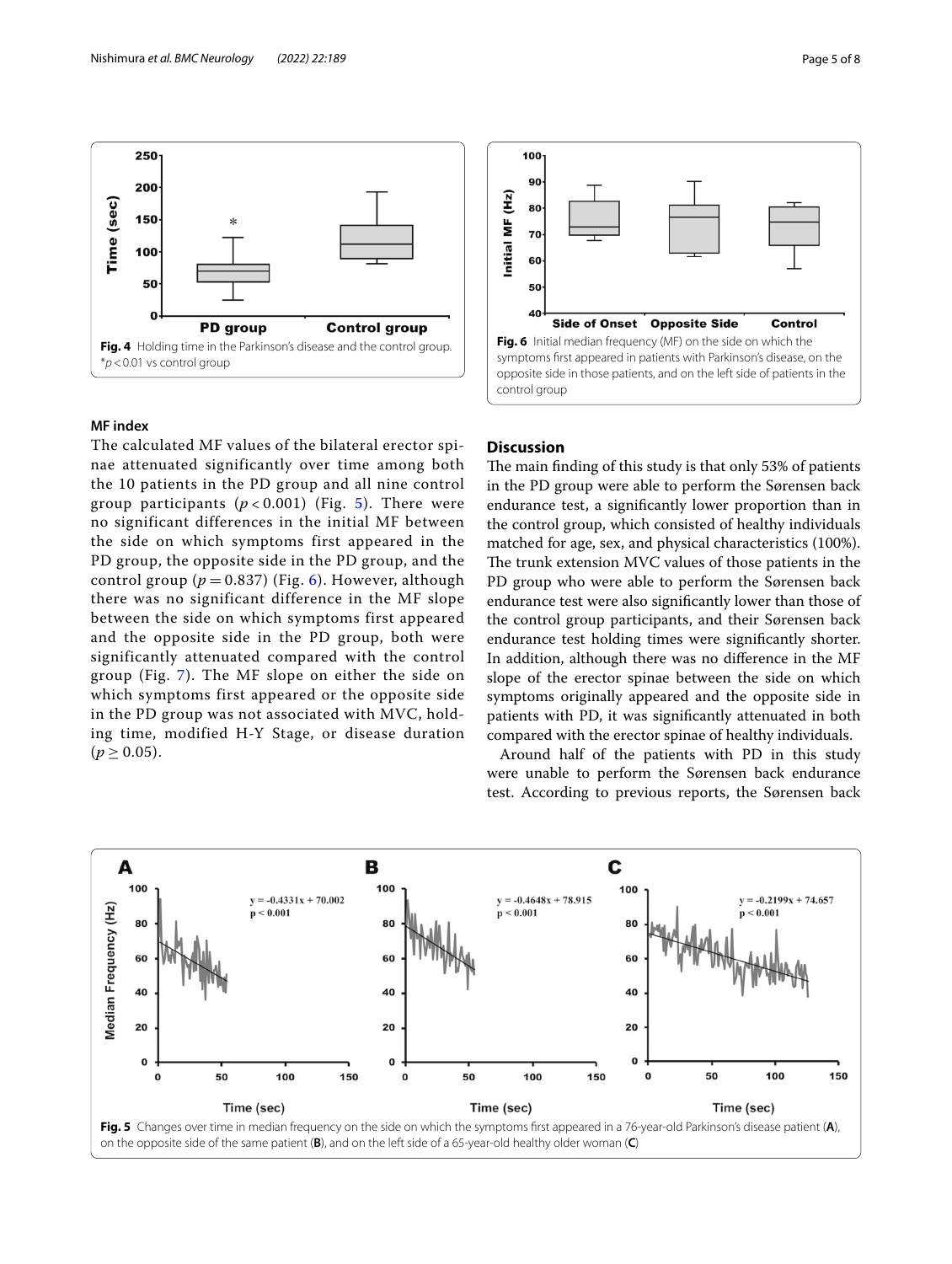Fig. 4 Holding time in the Parkinson's disease and the control group. *$p < 0.01$ vs control group

Fig. 6 Initial median frequency (MF) on the side on which the symptoms first appeared in patients with Parkinson's disease, on the opposite side in those patients, and on the left side of patients in the control group

### MF index

The calculated MF values of the bilateral erector spinae attenuated significantly over time among both the 10 patients in the PD group and all nine control group participants ($p < 0.001$) (Fig. 5). There were no significant differences in the initial MF between the side on which symptoms first appeared in the PD group, the opposite side in the PD group, and the control group ($p = 0.837$) (Fig. 6). However, although there was no significant difference in the MF slope between the side on which symptoms first appeared and the opposite side in the PD group, both were significantly attenuated compared with the control group (Fig. 7). The MF slope on either the side on which symptoms first appeared or the opposite side in the PD group was not associated with MVC, holding time, modified H-Y Stage, or disease duration ($p \geq 0.05$).

## Discussion

The main finding of this study is that only 53% of patients in the PD group were able to perform the Sørensen back endurance test, a significantly lower proportion than in the control group, which consisted of healthy individuals matched for age, sex, and physical characteristics (100%). The trunk extension MVC values of those patients in the PD group who were able to perform the Sørensen back endurance test were also significantly lower than those of the control group participants, and their Sørensen back endurance test holding times were significantly shorter. In addition, although there was no difference in the MF slope of the erector spinae between the side on which symptoms originally appeared and the opposite side in patients with PD, it was significantly attenuated in both compared with the erector spinae of healthy individuals.

Around half of the patients with PD in this study were unable to perform the Sørensen back endurance test. According to previous reports, the Sørensen back

Fig. 5 Changes over time in median frequency on the side on which the symptoms first appeared in a 76-year-old Parkinson's disease patient (**A**), on the opposite side of the same patient (**B**), and on the left side of a 65-year-old healthy older woman (**C**)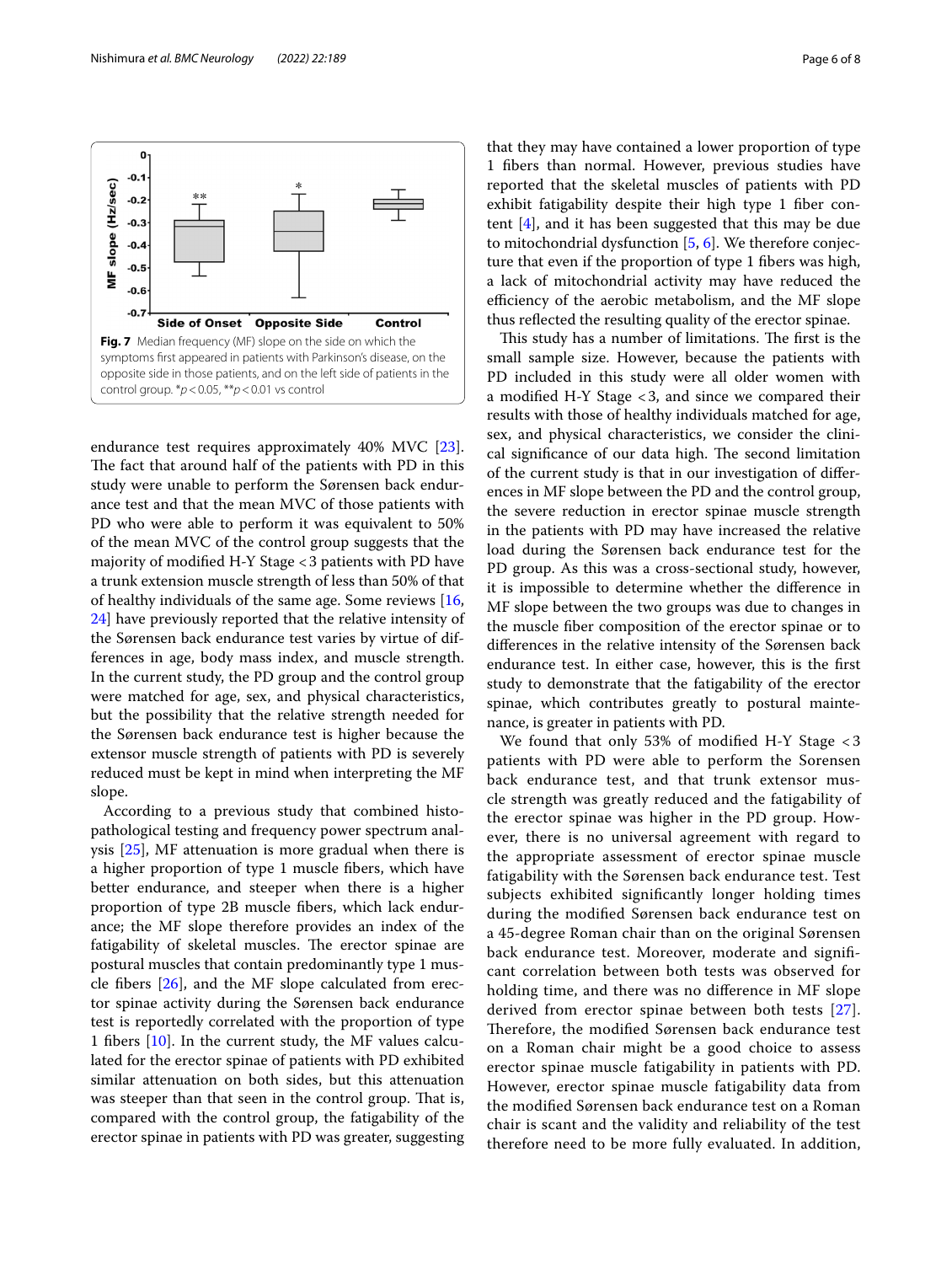Fig. 7 Median frequency (MF) slope on the side on which the symptoms first appeared in patients with Parkinson's disease, on the opposite side in those patients, and on the left side of patients in the control group. *$p < 0.05$, **$p < 0.01$ vs control

endurance test requires approximately 40% MVC [23]. The fact that around half of the patients with PD in this study were unable to perform the Sørensen back endurance test and that the mean MVC of those patients with PD who were able to perform it was equivalent to 50% of the mean MVC of the control group suggests that the majority of modified H-Y Stage <3 patients with PD have a trunk extension muscle strength of less than 50% of that of healthy individuals of the same age. Some reviews [16, 24] have previously reported that the relative intensity of the Sørensen back endurance test varies by virtue of differences in age, body mass index, and muscle strength. In the current study, the PD group and the control group were matched for age, sex, and physical characteristics, but the possibility that the relative strength needed for the Sørensen back endurance test is higher because the extensor muscle strength of patients with PD is severely reduced must be kept in mind when interpreting the MF slope.

According to a previous study that combined histopathological testing and frequency power spectrum analysis [25], MF attenuation is more gradual when there is a higher proportion of type 1 muscle fibers, which have better endurance, and steeper when there is a higher proportion of type 2B muscle fibers, which lack endurance; the MF slope therefore provides an index of the fatigability of skeletal muscles. The erector spinae are postural muscles that contain predominantly type 1 muscle fibers [26], and the MF slope calculated from erector spinae activity during the Sørensen back endurance test is reportedly correlated with the proportion of type 1 fibers [10]. In the current study, the MF values calculated for the erector spinae of patients with PD exhibited similar attenuation on both sides, but this attenuation was steeper than that seen in the control group. That is, compared with the control group, the fatigability of the erector spinae in patients with PD was greater, suggesting that they may have contained a lower proportion of type 1 fibers than normal. However, previous studies have reported that the skeletal muscles of patients with PD exhibit fatigability despite their high type 1 fiber content [4], and it has been suggested that this may be due to mitochondrial dysfunction [5, 6]. We therefore conjecture that even if the proportion of type 1 fibers was high, a lack of mitochondrial activity may have reduced the efficiency of the aerobic metabolism, and the MF slope thus reflected the resulting quality of the erector spinae.

This study has a number of limitations. The first is the small sample size. However, because the patients with PD included in this study were all older women with a modified H-Y Stage <3, and since we compared their results with those of healthy individuals matched for age, sex, and physical characteristics, we consider the clinical significance of our data high. The second limitation of the current study is that in our investigation of differences in MF slope between the PD and the control group, the severe reduction in erector spinae muscle strength in the patients with PD may have increased the relative load during the Sørensen back endurance test for the PD group. As this was a cross-sectional study, however, it is impossible to determine whether the difference in MF slope between the two groups was due to changes in the muscle fiber composition of the erector spinae or to differences in the relative intensity of the Sørensen back endurance test. In either case, however, this is the first study to demonstrate that the fatigability of the erector spinae, which contributes greatly to postural maintenance, is greater in patients with PD.

We found that only 53% of modified H-Y Stage <3 patients with PD were able to perform the Sorensen back endurance test, and that trunk extensor muscle strength was greatly reduced and the fatigability of the erector spinae was higher in the PD group. However, there is no universal agreement with regard to the appropriate assessment of erector spinae muscle fatigability with the Sørensen back endurance test. Test subjects exhibited significantly longer holding times during the modified Sørensen back endurance test on a 45-degree Roman chair than on the original Sørensen back endurance test. Moreover, moderate and significant correlation between both tests was observed for holding time, and there was no difference in MF slope derived from erector spinae between both tests [27]. Therefore, the modified Sørensen back endurance test on a Roman chair might be a good choice to assess erector spinae muscle fatigability in patients with PD. However, erector spinae muscle fatigability data from the modified Sørensen back endurance test on a Roman chair is scant and the validity and reliability of the test therefore need to be more fully evaluated. In addition,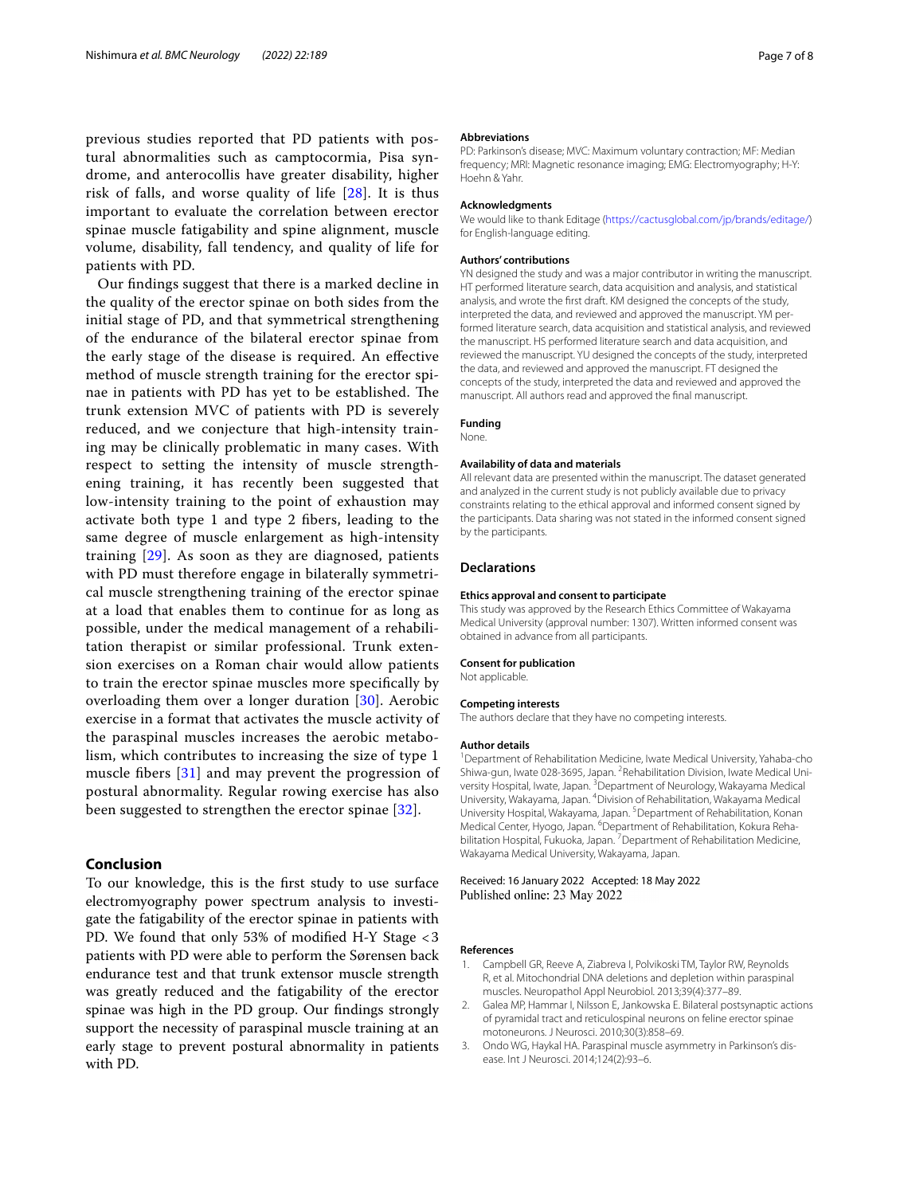previous studies reported that PD patients with postural abnormalities such as camptocormia, Pisa syndrome, and anterocollis have greater disability, higher risk of falls, and worse quality of life [28]. It is thus important to evaluate the correlation between erector spinae muscle fatigability and spine alignment, muscle volume, disability, fall tendency, and quality of life for patients with PD.

Our findings suggest that there is a marked decline in the quality of the erector spinae on both sides from the initial stage of PD, and that symmetrical strengthening of the endurance of the bilateral erector spinae from the early stage of the disease is required. An effective method of muscle strength training for the erector spinae in patients with PD has yet to be established. The trunk extension MVC of patients with PD is severely reduced, and we conjecture that high-intensity training may be clinically problematic in many cases. With respect to setting the intensity of muscle strengthening training, it has recently been suggested that low-intensity training to the point of exhaustion may activate both type 1 and type 2 fibers, leading to the same degree of muscle enlargement as high-intensity training [29]. As soon as they are diagnosed, patients with PD must therefore engage in bilaterally symmetrical muscle strengthening training of the erector spinae at a load that enables them to continue for as long as possible, under the medical management of a rehabilitation therapist or similar professional. Trunk extension exercises on a Roman chair would allow patients to train the erector spinae muscles more specifically by overloading them over a longer duration [30]. Aerobic exercise in a format that activates the muscle activity of the paraspinal muscles increases the aerobic metabolism, which contributes to increasing the size of type 1 muscle fibers [31] and may prevent the progression of postural abnormality. Regular rowing exercise has also been suggested to strengthen the erector spinae [32].

## Conclusion

To our knowledge, this is the first study to use surface electromyography power spectrum analysis to investigate the fatigability of the erector spinae in patients with PD. We found that only 53% of modified H-Y Stage <3 patients with PD were able to perform the Sørensen back endurance test and that trunk extensor muscle strength was greatly reduced and the fatigability of the erector spinae was high in the PD group. Our findings strongly support the necessity of paraspinal muscle training at an early stage to prevent postural abnormality in patients with PD.

### Abbreviations

PD: Parkinson's disease; MVC: Maximum voluntary contraction; MF: Median frequency; MRI: Magnetic resonance imaging; EMG: Electromyography; H-Y: Hoehn & Yahr.

### Acknowledgments

We would like to thank Editage (https://cactusglobal.com/jp/brands/editage/) for English-language editing.

### Authors' contributions

YN designed the study and was a major contributor in writing the manuscript. HT performed literature search, data acquisition and analysis, and statistical analysis, and wrote the first draft. KM designed the concepts of the study, interpreted the data, and reviewed and approved the manuscript. YM performed literature search, data acquisition and statistical analysis, and reviewed the manuscript. HS performed literature search and data acquisition, and reviewed the manuscript. YU designed the concepts of the study, interpreted the data, and reviewed and approved the manuscript. FT designed the concepts of the study, interpreted the data and reviewed and approved the manuscript. All authors read and approved the final manuscript.

### Funding

None.

### Availability of data and materials

All relevant data are presented within the manuscript. The dataset generated and analyzed in the current study is not publicly available due to privacy constraints relating to the ethical approval and informed consent signed by the participants. Data sharing was not stated in the informed consent signed by the participants.

## Declarations

### Ethics approval and consent to participate

This study was approved by the Research Ethics Committee of Wakayama Medical University (approval number: 1307). Written informed consent was obtained in advance from all participants.

### Consent for publication

Not applicable.

### Competing interests

The authors declare that they have no competing interests.

### Author details

[1]Department of Rehabilitation Medicine, Iwate Medical University, Yahaba-cho Shiwa-gun, Iwate 028-3695, Japan. [2]Rehabilitation Division, Iwate Medical University Hospital, Iwate, Japan. [3]Department of Neurology, Wakayama Medical University, Wakayama, Japan. [4]Division of Rehabilitation, Wakayama Medical University Hospital, Wakayama, Japan. [5]Department of Rehabilitation, Konan Medical Center, Hyogo, Japan. [6]Department of Rehabilitation, Kokura Rehabilitation Hospital, Fukuoka, Japan. [7]Department of Rehabilitation Medicine, Wakayama Medical University, Wakayama, Japan.

Received: 16 January 2022 Accepted: 18 May 2022
Published online: 23 May 2022

### References

1. Campbell GR, Reeve A, Ziabreva I, Polvikoski TM, Taylor RW, Reynolds R, et al. Mitochondrial DNA deletions and depletion within paraspinal muscles. Neuropathol Appl Neurobiol. 2013;39(4):377–89.
2. Galea MP, Hammar I, Nilsson E, Jankowska E. Bilateral postsynaptic actions of pyramidal tract and reticulospinal neurons on feline erector spinae motoneurons. J Neurosci. 2010;30(3):858–69.
3. Ondo WG, Haykal HA. Paraspinal muscle asymmetry in Parkinson's disease. Int J Neurosci. 2014;124(2):93–6.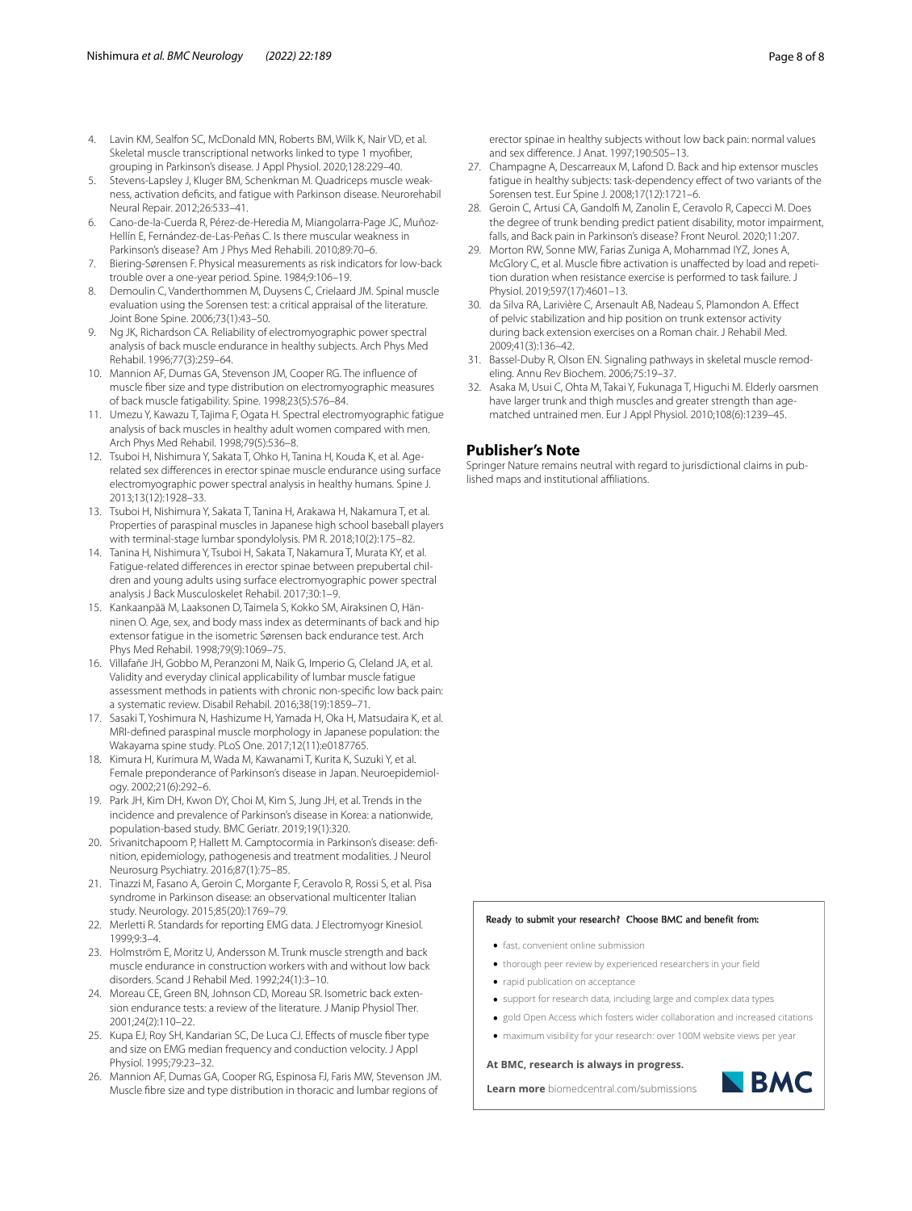4. Lavin KM, Sealfon SC, McDonald MN, Roberts BM, Wilk K, Nair VD, et al. Skeletal muscle transcriptional networks linked to type 1 myofiber, grouping in Parkinson's disease. J Appl Physiol. 2020;128:229–40.
5. Stevens-Lapsley J, Kluger BM, Schenkman M. Quadriceps muscle weakness, activation deficits, and fatigue with Parkinson disease. Neurorehabil Neural Repair. 2012;26:533–41.
6. Cano-de-la-Cuerda R, Pérez-de-Heredia M, Miangolarra-Page JC, Muñoz-Hellín E, Fernández-de-Las-Peñas C. Is there muscular weakness in Parkinson's disease? Am J Phys Med Rehabili. 2010;89:70–6.
7. Biering-Sørensen F. Physical measurements as risk indicators for low-back trouble over a one-year period. Spine. 1984;9:106–19.
8. Demoulin C, Vanderthommen M, Duysens C, Crielaard JM. Spinal muscle evaluation using the Sorensen test: a critical appraisal of the literature. Joint Bone Spine. 2006;73(1):43–50.
9. Ng JK, Richardson CA. Reliability of electromyographic power spectral analysis of back muscle endurance in healthy subjects. Arch Phys Med Rehabil. 1996;77(3):259–64.
10. Mannion AF, Dumas GA, Stevenson JM, Cooper RG. The influence of muscle fiber size and type distribution on electromyographic measures of back muscle fatigability. Spine. 1998;23(5):576–84.
11. Umezu Y, Kawazu T, Tajima F, Ogata H. Spectral electromyographic fatigue analysis of back muscles in healthy adult women compared with men. Arch Phys Med Rehabil. 1998;79(5):536–8.
12. Tsuboi H, Nishimura Y, Sakata T, Ohko H, Tanina H, Kouda K, et al. Age-related sex differences in erector spinae muscle endurance using surface electromyographic power spectral analysis in healthy humans. Spine J. 2013;13(12):1928–33.
13. Tsuboi H, Nishimura Y, Sakata T, Tanina H, Arakawa H, Nakamura T, et al. Properties of paraspinal muscles in Japanese high school baseball players with terminal-stage lumbar spondylolysis. PM R. 2018;10(2):175–82.
14. Tanina H, Nishimura Y, Tsuboi H, Sakata T, Nakamura T, Murata KY, et al. Fatigue-related differences in erector spinae between prepubertal children and young adults using surface electromyographic power spectral analysis J Back Musculoskelet Rehabil. 2017;30:1–9.
15. Kankaanpää M, Laaksonen D, Taimela S, Kokko SM, Airaksinen O, Hänninen O. Age, sex, and body mass index as determinants of back and hip extensor fatigue in the isometric Sørensen back endurance test. Arch Phys Med Rehabil. 1998;79(9):1069–75.
16. Villafañe JH, Gobbo M, Peranzoni M, Naik G, Imperio G, Cleland JA, et al. Validity and everyday clinical applicability of lumbar muscle fatigue assessment methods in patients with chronic non-specific low back pain: a systematic review. Disabil Rehabil. 2016;38(19):1859–71.
17. Sasaki T, Yoshimura N, Hashizume H, Yamada H, Oka H, Matsudaira K, et al. MRI-defined paraspinal muscle morphology in Japanese population: the Wakayama spine study. PLoS One. 2017;12(11):e0187765.
18. Kimura H, Kurimura M, Wada M, Kawanami T, Kurita K, Suzuki Y, et al. Female preponderance of Parkinson's disease in Japan. Neuroepidemiology. 2002;21(6):292–6.
19. Park JH, Kim DH, Kwon DY, Choi M, Kim S, Jung JH, et al. Trends in the incidence and prevalence of Parkinson's disease in Korea: a nationwide, population-based study. BMC Geriatr. 2019;19(1):320.
20. Srivanitchapoom P, Hallett M. Camptocormia in Parkinson's disease: definition, epidemiology, pathogenesis and treatment modalities. J Neurol Neurosurg Psychiatry. 2016;87(1):75–85.
21. Tinazzi M, Fasano A, Geroin C, Morgante F, Ceravolo R, Rossi S, et al. Pisa syndrome in Parkinson disease: an observational multicenter Italian study. Neurology. 2015;85(20):1769–79.
22. Merletti R. Standards for reporting EMG data. J Electromyogr Kinesiol. 1999;9:3–4.
23. Holmström E, Moritz U, Andersson M. Trunk muscle strength and back muscle endurance in construction workers with and without low back disorders. Scand J Rehabil Med. 1992;24(1):3–10.
24. Moreau CE, Green BN, Johnson CD, Moreau SR. Isometric back extension endurance tests: a review of the literature. J Manip Physiol Ther. 2001;24(2):110–22.
25. Kupa EJ, Roy SH, Kandarian SC, De Luca CJ. Effects of muscle fiber type and size on EMG median frequency and conduction velocity. J Appl Physiol. 1995;79:23–32.
26. Mannion AF, Dumas GA, Cooper RG, Espinosa FJ, Faris MW, Stevenson JM. Muscle fibre size and type distribution in thoracic and lumbar regions of erector spinae in healthy subjects without low back pain: normal values and sex difference. J Anat. 1997;190:505–13.
27. Champagne A, Descarreaux M, Lafond D. Back and hip extensor muscles fatigue in healthy subjects: task-dependency effect of two variants of the Sorensen test. Eur Spine J. 2008;17(12):1721–6.
28. Geroin C, Artusi CA, Gandolfi M, Zanolin E, Ceravolo R, Capecci M. Does the degree of trunk bending predict patient disability, motor impairment, falls, and Back pain in Parkinson's disease? Front Neurol. 2020;11:207.
29. Morton RW, Sonne MW, Farias Zuniga A, Mohammad IYZ, Jones A, McGlory C, et al. Muscle fibre activation is unaffected by load and repetition duration when resistance exercise is performed to task failure. J Physiol. 2019;597(17):4601–13.
30. da Silva RA, Larivière C, Arsenault AB, Nadeau S, Plamondon A. Effect of pelvic stabilization and hip position on trunk extensor activity during back extension exercises on a Roman chair. J Rehabil Med. 2009;41(3):136–42.
31. Bassel-Duby R, Olson EN. Signaling pathways in skeletal muscle remodeling. Annu Rev Biochem. 2006;75:19–37.
32. Asaka M, Usui C, Ohta M, Takai Y, Fukunaga T, Higuchi M. Elderly oarsmen have larger trunk and thigh muscles and greater strength than age-matched untrained men. Eur J Appl Physiol. 2010;108(6):1239–45.

## Publisher's Note

Springer Nature remains neutral with regard to jurisdictional claims in published maps and institutional affiliations.

Ready to submit your research? Choose BMC and benefit from:

- fast, convenient online submission
- thorough peer review by experienced researchers in your field
- rapid publication on acceptance
- support for research data, including large and complex data types
- gold Open Access which fosters wider collaboration and increased citations
- maximum visibility for your research: over 100M website views per year

**At BMC, research is always in progress.**

**Learn more** biomedcentral.com/submissions